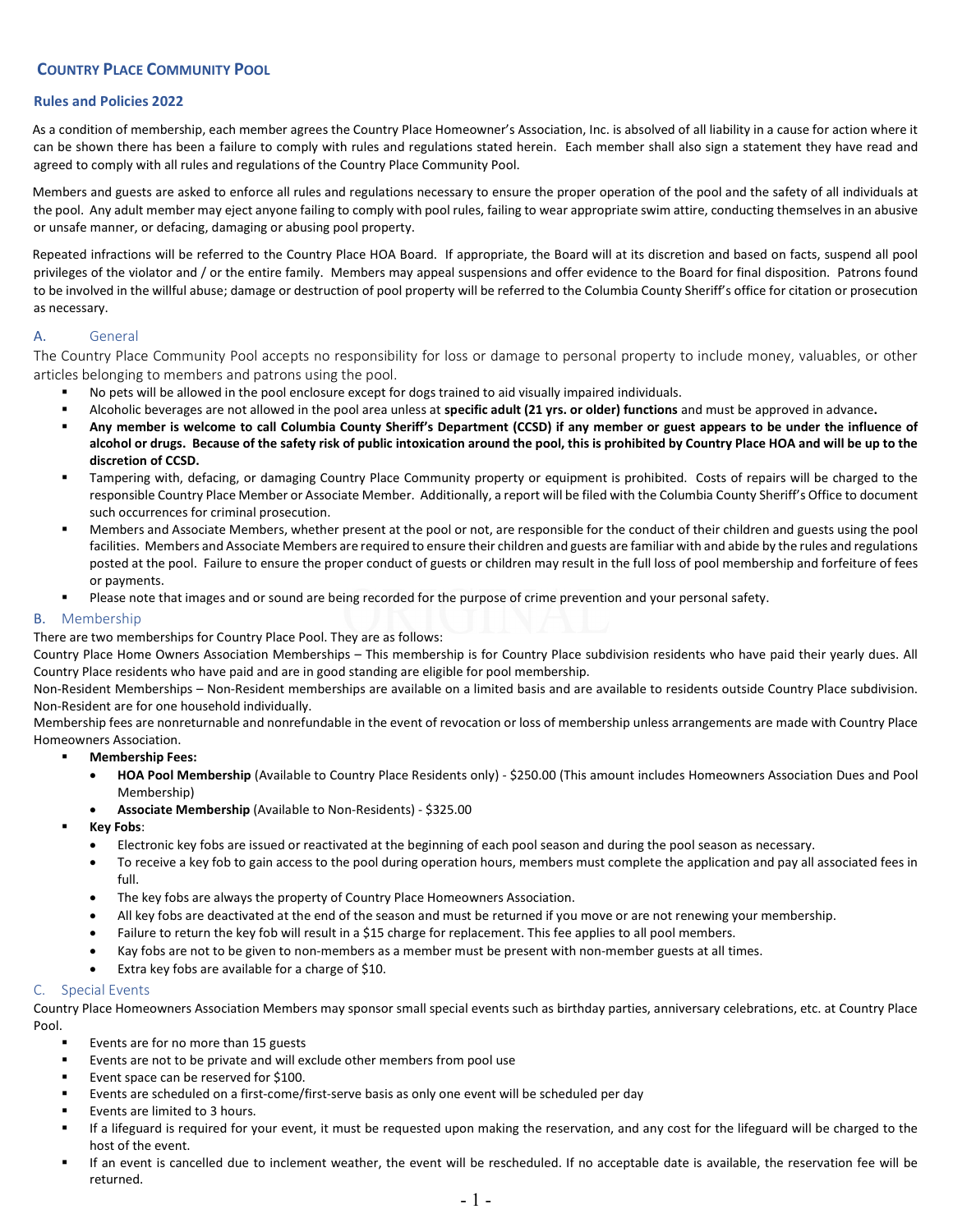## COUNTRY PLACE COMMUNITY POOL

### Rules and Policies 2022

As a condition of membership, each member agrees the Country Place Homeowner's Association, Inc. is absolved of all liability in a cause for action where it can be shown there has been a failure to comply with rules and regulations stated herein. Each member shall also sign a statement they have read and agreed to comply with all rules and regulations of the Country Place Community Pool.

Members and guests are asked to enforce all rules and regulations necessary to ensure the proper operation of the pool and the safety of all individuals at the pool. Any adult member may eject anyone failing to comply with pool rules, failing to wear appropriate swim attire, conducting themselves in an abusive or unsafe manner, or defacing, damaging or abusing pool property.

Repeated infractions will be referred to the Country Place HOA Board. If appropriate, the Board will at its discretion and based on facts, suspend all pool privileges of the violator and / or the entire family. Members may appeal suspensions and offer evidence to the Board for final disposition. Patrons found to be involved in the willful abuse; damage or destruction of pool property will be referred to the Columbia County Sheriff's office for citation or prosecution as necessary.

### A. General

The Country Place Community Pool accepts no responsibility for loss or damage to personal property to include money, valuables, or other articles belonging to members and patrons using the pool.

- No pets will be allowed in the pool enclosure except for dogs trained to aid visually impaired individuals.
- Alcoholic beverages are not allowed in the pool area unless at **specific adult (21 yrs. or older) functions** and must be approved in advance**.**
- **Any member is welcome to call Columbia County Sheriff's Department (CCSD) if any member or guest appears to be under the influence of alcohol or drugs. Because of the safety risk of public intoxication around the pool, this is prohibited by Country Place HOA and will be up to the discretion of CCSD.**
- Tampering with, defacing, or damaging Country Place Community property or equipment is prohibited. Costs of repairs will be charged to the responsible Country Place Member or Associate Member. Additionally, a report will be filed with the Columbia County Sheriff's Office to document such occurrences for criminal prosecution.
- Members and Associate Members, whether present at the pool or not, are responsible for the conduct of their children and guests using the pool facilities. Members and Associate Members are required to ensure their children and guests are familiar with and abide by the rules and regulations posted at the pool. Failure to ensure the proper conduct of guests or children may result in the full loss of pool membership and forfeiture of fees or payments.
- Please note that images and or sound are being recorded for the purpose of crime prevention and your personal safety.

### B. Membership

There are two memberships for Country Place Pool. They are as follows:

Country Place Home Owners Association Memberships – This membership is for Country Place subdivision residents who have paid their yearly dues. All Country Place residents who have paid and are in good standing are eligible for pool membership.

Non-Resident Memberships – Non-Resident memberships are available on a limited basis and are available to residents outside Country Place subdivision. Non-Resident are for one household individually.

Membership fees are nonreturnable and nonrefundable in the event of revocation or loss of membership unless arrangements are made with Country Place Homeowners Association.

- **Membership Fees:**
  - **HOA Pool Membership** (Available to Country Place Residents only) - $250.00 (This amount includes Homeowners Association Dues and Pool Membership)
  - **Associate Membership** (Available to Non-Residents) - $325.00
- **Key Fobs**:
  - Electronic key fobs are issued or reactivated at the beginning of each pool season and during the pool season as necessary.
  - To receive a key fob to gain access to the pool during operation hours, members must complete the application and pay all associated fees in full.
  - The key fobs are always the property of Country Place Homeowners Association.
  - All key fobs are deactivated at the end of the season and must be returned if you move or are not renewing your membership.
  - Failure to return the key fob will result in a $15 charge for replacement. This fee applies to all pool members.
  - Kay fobs are not to be given to non-members as a member must be present with non-member guests at all times.
  - Extra key fobs are available for a charge of $10.

### C. Special Events

Country Place Homeowners Association Members may sponsor small special events such as birthday parties, anniversary celebrations, etc. at Country Place Pool.

- Events are for no more than 15 guests
- Events are not to be private and will exclude other members from pool use
- Event space can be reserved for $100.
- Events are scheduled on a first-come/first-serve basis as only one event will be scheduled per day
- Events are limited to 3 hours.
- If a lifeguard is required for your event, it must be requested upon making the reservation, and any cost for the lifeguard will be charged to the host of the event.
- If an event is cancelled due to inclement weather, the event will be rescheduled. If no acceptable date is available, the reservation fee will be returned.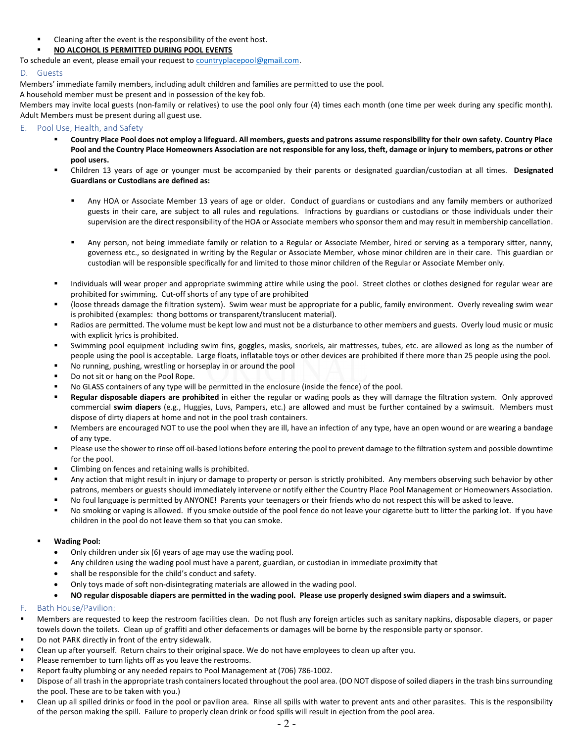- Cleaning after the event is the responsibility of the event host.
- **NO ALCOHOL IS PERMITTED DURING POOL EVENTS**

To schedule an event, please email your request to countryplacepool@gmail.com.

## D. Guests

Members' immediate family members, including adult children and families are permitted to use the pool.

A household member must be present and in possession of the key fob.

Members may invite local guests (non-family or relatives) to use the pool only four (4) times each month (one time per week during any specific month). Adult Members must be present during all guest use.

## E. Pool Use, Health, and Safety

- **Country Place Pool does not employ a lifeguard. All members, guests and patrons assume responsibility for their own safety. Country Place Pool and the Country Place Homeowners Association are not responsible for any loss, theft, damage or injury to members, patrons or other pool users.**
- Children 13 years of age or younger must be accompanied by their parents or designated guardian/custodian at all times. **Designated Guardians or Custodians are defined as:**
  - Any HOA or Associate Member 13 years of age or older. Conduct of guardians or custodians and any family members or authorized guests in their care, are subject to all rules and regulations. Infractions by guardians or custodians or those individuals under their supervision are the direct responsibility of the HOA or Associate members who sponsor them and may result in membership cancellation.
  - Any person, not being immediate family or relation to a Regular or Associate Member, hired or serving as a temporary sitter, nanny, governess etc., so designated in writing by the Regular or Associate Member, whose minor children are in their care. This guardian or custodian will be responsible specifically for and limited to those minor children of the Regular or Associate Member only.
- Individuals will wear proper and appropriate swimming attire while using the pool. Street clothes or clothes designed for regular wear are prohibited for swimming. Cut-off shorts of any type of are prohibited
- (loose threads damage the filtration system). Swim wear must be appropriate for a public, family environment. Overly revealing swim wear is prohibited (examples: thong bottoms or transparent/translucent material).
- Radios are permitted. The volume must be kept low and must not be a disturbance to other members and guests. Overly loud music or music with explicit lyrics is prohibited.
- Swimming pool equipment including swim fins, goggles, masks, snorkels, air mattresses, tubes, etc. are allowed as long as the number of people using the pool is acceptable. Large floats, inflatable toys or other devices are prohibited if there more than 25 people using the pool.
- No running, pushing, wrestling or horseplay in or around the pool
- Do not sit or hang on the Pool Rope.
- No GLASS containers of any type will be permitted in the enclosure (inside the fence) of the pool.
- **Regular disposable diapers are prohibited** in either the regular or wading pools as they will damage the filtration system. Only approved commercial **swim diapers** (e.g., Huggies, Luvs, Pampers, etc.) are allowed and must be further contained by a swimsuit. Members must dispose of dirty diapers at home and not in the pool trash containers.
- Members are encouraged NOT to use the pool when they are ill, have an infection of any type, have an open wound or are wearing a bandage of any type.
- Please use the shower to rinse off oil-based lotions before entering the pool to prevent damage to the filtration system and possible downtime for the pool.
- Climbing on fences and retaining walls is prohibited.
- Any action that might result in injury or damage to property or person is strictly prohibited. Any members observing such behavior by other patrons, members or guests should immediately intervene or notify either the Country Place Pool Management or Homeowners Association.
- No foul language is permitted by ANYONE! Parents your teenagers or their friends who do not respect this will be asked to leave.
- No smoking or vaping is allowed. If you smoke outside of the pool fence do not leave your cigarette butt to litter the parking lot. If you have children in the pool do not leave them so that you can smoke.

- **Wading Pool:**
  - Only children under six (6) years of age may use the wading pool.
  - Any children using the wading pool must have a parent, guardian, or custodian in immediate proximity that
  - shall be responsible for the child's conduct and safety.
  - Only toys made of soft non-disintegrating materials are allowed in the wading pool.
  - **NO regular disposable diapers are permitted in the wading pool. Please use properly designed swim diapers and a swimsuit.**

## F. Bath House/Pavilion:

- Members are requested to keep the restroom facilities clean. Do not flush any foreign articles such as sanitary napkins, disposable diapers, or paper towels down the toilets. Clean up of graffiti and other defacements or damages will be borne by the responsible party or sponsor.
- Do not PARK directly in front of the entry sidewalk.
- Clean up after yourself. Return chairs to their original space. We do not have employees to clean up after you.
- Please remember to turn lights off as you leave the restrooms.
- Report faulty plumbing or any needed repairs to Pool Management at (706) 786-1002.
- Dispose of all trash in the appropriate trash containers located throughout the pool area. (DO NOT dispose of soiled diapers in the trash bins surrounding the pool. These are to be taken with you.)
- Clean up all spilled drinks or food in the pool or pavilion area. Rinse all spills with water to prevent ants and other parasites. This is the responsibility of the person making the spill. Failure to properly clean drink or food spills will result in ejection from the pool area.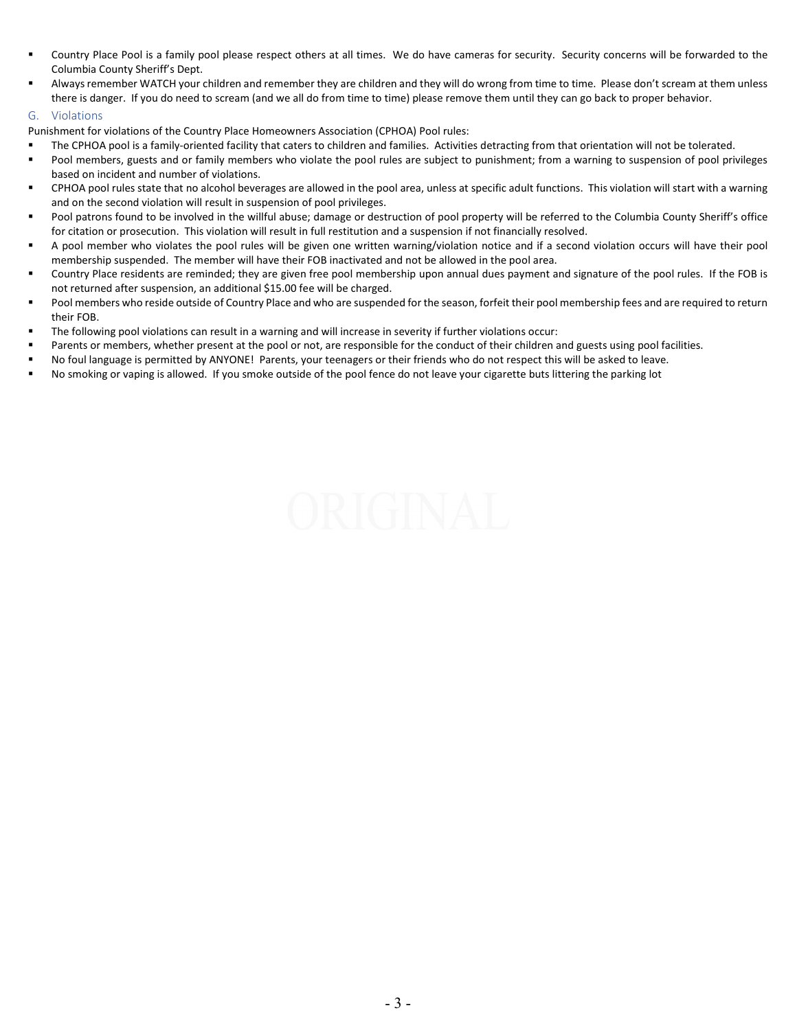- Country Place Pool is a family pool please respect others at all times. We do have cameras for security. Security concerns will be forwarded to the Columbia County Sheriff's Dept.
- Always remember WATCH your children and remember they are children and they will do wrong from time to time. Please don't scream at them unless there is danger. If you do need to scream (and we all do from time to time) please remove them until they can go back to proper behavior.

## G. Violations

Punishment for violations of the Country Place Homeowners Association (CPHOA) Pool rules:

- The CPHOA pool is a family-oriented facility that caters to children and families. Activities detracting from that orientation will not be tolerated.
- Pool members, guests and or family members who violate the pool rules are subject to punishment; from a warning to suspension of pool privileges based on incident and number of violations.
- CPHOA pool rules state that no alcohol beverages are allowed in the pool area, unless at specific adult functions. This violation will start with a warning and on the second violation will result in suspension of pool privileges.
- Pool patrons found to be involved in the willful abuse; damage or destruction of pool property will be referred to the Columbia County Sheriff's office for citation or prosecution. This violation will result in full restitution and a suspension if not financially resolved.
- A pool member who violates the pool rules will be given one written warning/violation notice and if a second violation occurs will have their pool membership suspended. The member will have their FOB inactivated and not be allowed in the pool area.
- Country Place residents are reminded; they are given free pool membership upon annual dues payment and signature of the pool rules. If the FOB is not returned after suspension, an additional $15.00 fee will be charged.
- Pool members who reside outside of Country Place and who are suspended for the season, forfeit their pool membership fees and are required to return their FOB.
- The following pool violations can result in a warning and will increase in severity if further violations occur:
- Parents or members, whether present at the pool or not, are responsible for the conduct of their children and guests using pool facilities.
- No foul language is permitted by ANYONE! Parents, your teenagers or their friends who do not respect this will be asked to leave.
- No smoking or vaping is allowed. If you smoke outside of the pool fence do not leave your cigarette buts littering the parking lot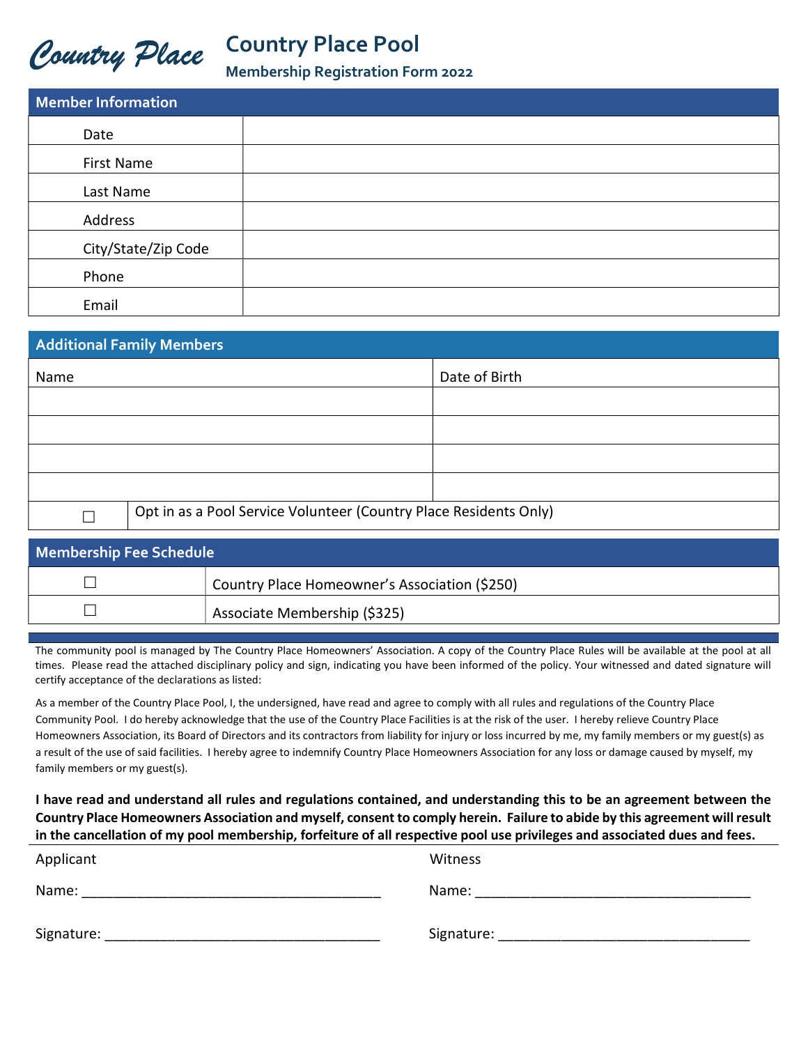# Country Place

## Country Place Pool

### Membership Registration Form 2022

**Member Information**

| | |
|---|---|
| Date | |
| First Name | |
| Last Name | |
| Address | |
| City/State/Zip Code | |
| Phone | |
| Email | |

**Additional Family Members**

| Name | Date of Birth |
|---|---|
| | |
| | |
| | |
| | |

☐ Opt in as a Pool Service Volunteer (Country Place Residents Only)

**Membership Fee Schedule**

| | |
|---|---|
| ☐ | Country Place Homeowner's Association ($250) |
| ☐ | Associate Membership ($325) |

The community pool is managed by The Country Place Homeowners' Association. A copy of the Country Place Rules will be available at the pool at all times. Please read the attached disciplinary policy and sign, indicating you have been informed of the policy. Your witnessed and dated signature will certify acceptance of the declarations as listed:

As a member of the Country Place Pool, I, the undersigned, have read and agree to comply with all rules and regulations of the Country Place Community Pool. I do hereby acknowledge that the use of the Country Place Facilities is at the risk of the user. I hereby relieve Country Place Homeowners Association, its Board of Directors and its contractors from liability for injury or loss incurred by me, my family members or my guest(s) as a result of the use of said facilities. I hereby agree to indemnify Country Place Homeowners Association for any loss or damage caused by myself, my family members or my guest(s).

**I have read and understand all rules and regulations contained, and understanding this to be an agreement between the Country Place Homeowners Association and myself, consent to comply herein. Failure to abide by this agreement will result in the cancellation of my pool membership, forfeiture of all respective pool use privileges and associated dues and fees.**

Applicant

Name: ______________________________________

Signature: ___________________________________

Witness

Name: ___________________________________

Signature: ________________________________